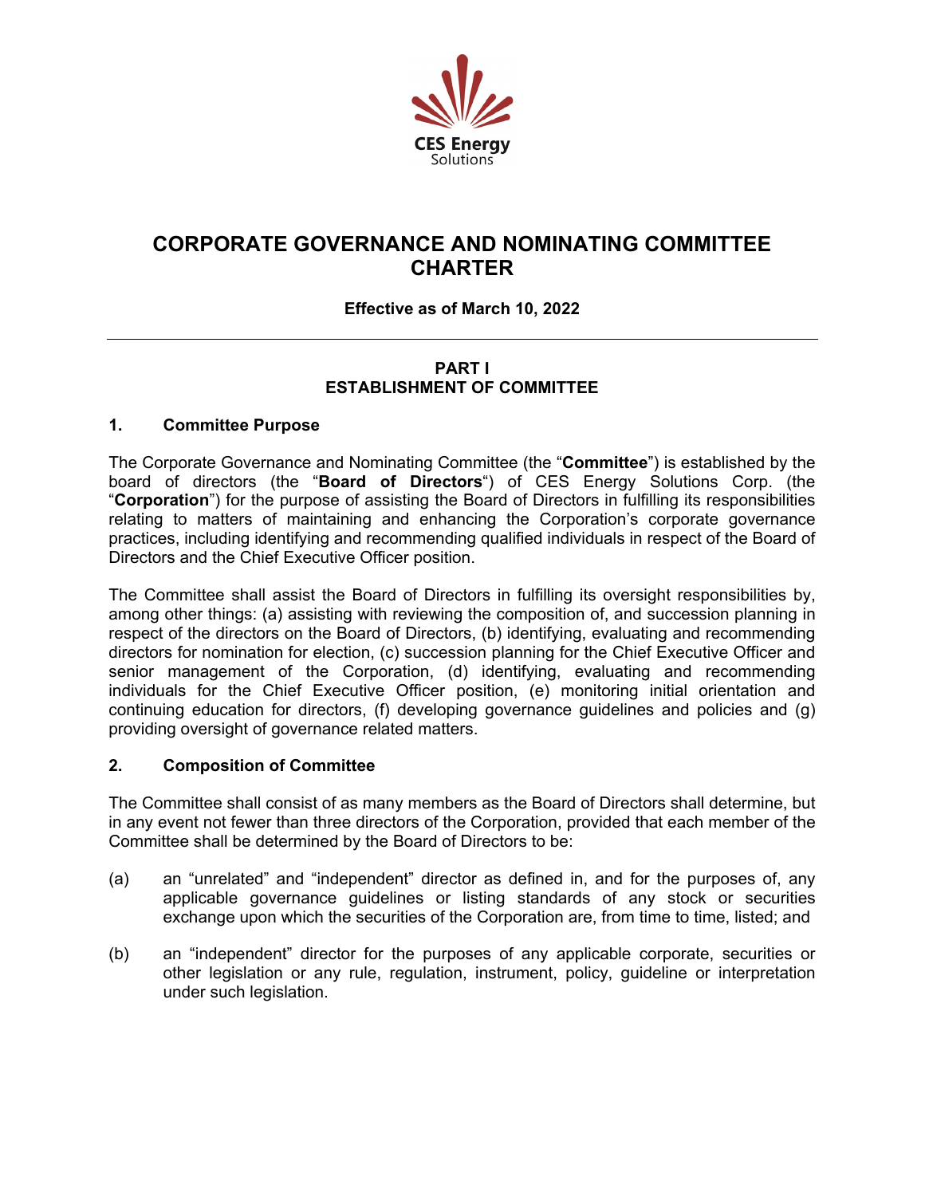CES Energy
Solutions

# CORPORATE GOVERNANCE AND NOMINATING COMMITTEE CHARTER

**Effective as of March 10, 2022**

---

## PART I
## ESTABLISHMENT OF COMMITTEE

### 1. Committee Purpose

The Corporate Governance and Nominating Committee (the "**Committee**") is established by the board of directors (the "**Board of Directors**") of CES Energy Solutions Corp. (the "**Corporation**") for the purpose of assisting the Board of Directors in fulfilling its responsibilities relating to matters of maintaining and enhancing the Corporation's corporate governance practices, including identifying and recommending qualified individuals in respect of the Board of Directors and the Chief Executive Officer position.

The Committee shall assist the Board of Directors in fulfilling its oversight responsibilities by, among other things: (a) assisting with reviewing the composition of, and succession planning in respect of the directors on the Board of Directors, (b) identifying, evaluating and recommending directors for nomination for election, (c) succession planning for the Chief Executive Officer and senior management of the Corporation, (d) identifying, evaluating and recommending individuals for the Chief Executive Officer position, (e) monitoring initial orientation and continuing education for directors, (f) developing governance guidelines and policies and (g) providing oversight of governance related matters.

### 2. Composition of Committee

The Committee shall consist of as many members as the Board of Directors shall determine, but in any event not fewer than three directors of the Corporation, provided that each member of the Committee shall be determined by the Board of Directors to be:

(a) an "unrelated" and "independent" director as defined in, and for the purposes of, any applicable governance guidelines or listing standards of any stock or securities exchange upon which the securities of the Corporation are, from time to time, listed; and

(b) an "independent" director for the purposes of any applicable corporate, securities or other legislation or any rule, regulation, instrument, policy, guideline or interpretation under such legislation.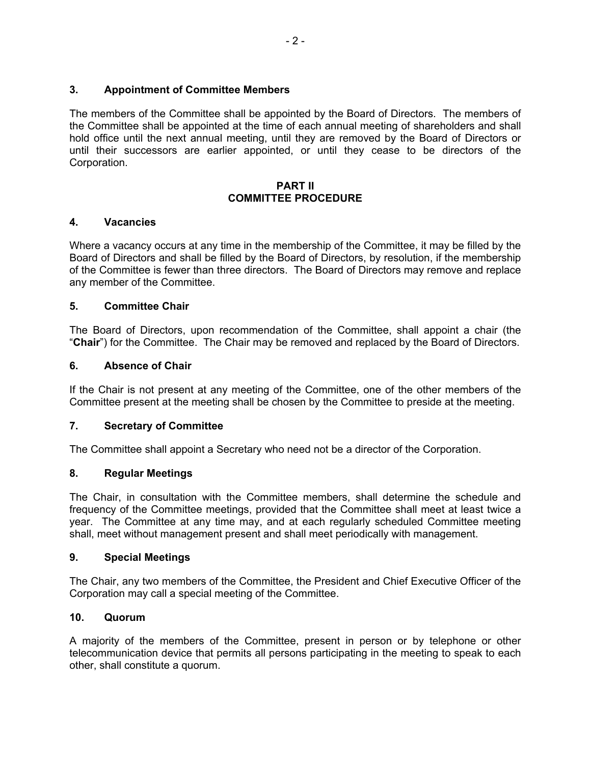### 3. Appointment of Committee Members

The members of the Committee shall be appointed by the Board of Directors. The members of the Committee shall be appointed at the time of each annual meeting of shareholders and shall hold office until the next annual meeting, until they are removed by the Board of Directors or until their successors are earlier appointed, or until they cease to be directors of the Corporation.

## PART II
## COMMITTEE PROCEDURE

### 4. Vacancies

Where a vacancy occurs at any time in the membership of the Committee, it may be filled by the Board of Directors and shall be filled by the Board of Directors, by resolution, if the membership of the Committee is fewer than three directors. The Board of Directors may remove and replace any member of the Committee.

### 5. Committee Chair

The Board of Directors, upon recommendation of the Committee, shall appoint a chair (the "**Chair**") for the Committee. The Chair may be removed and replaced by the Board of Directors.

### 6. Absence of Chair

If the Chair is not present at any meeting of the Committee, one of the other members of the Committee present at the meeting shall be chosen by the Committee to preside at the meeting.

### 7. Secretary of Committee

The Committee shall appoint a Secretary who need not be a director of the Corporation.

### 8. Regular Meetings

The Chair, in consultation with the Committee members, shall determine the schedule and frequency of the Committee meetings, provided that the Committee shall meet at least twice a year. The Committee at any time may, and at each regularly scheduled Committee meeting shall, meet without management present and shall meet periodically with management.

### 9. Special Meetings

The Chair, any two members of the Committee, the President and Chief Executive Officer of the Corporation may call a special meeting of the Committee.

### 10. Quorum

A majority of the members of the Committee, present in person or by telephone or other telecommunication device that permits all persons participating in the meeting to speak to each other, shall constitute a quorum.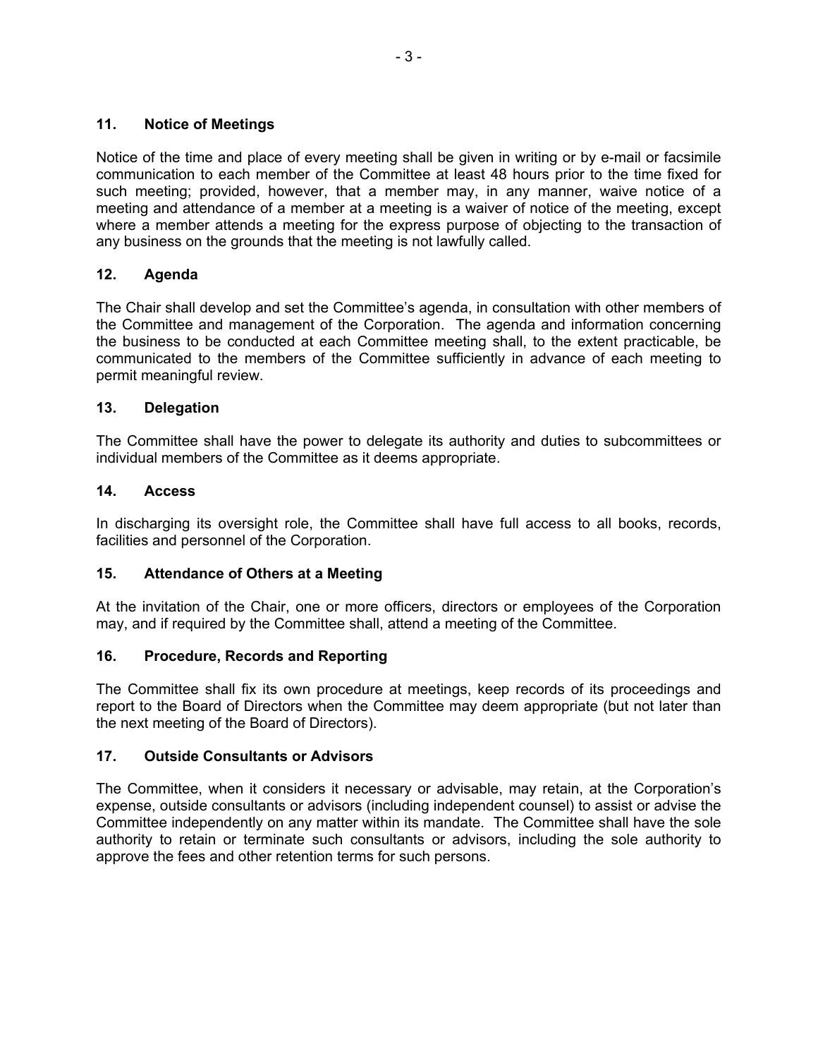### 11. Notice of Meetings

Notice of the time and place of every meeting shall be given in writing or by e-mail or facsimile communication to each member of the Committee at least 48 hours prior to the time fixed for such meeting; provided, however, that a member may, in any manner, waive notice of a meeting and attendance of a member at a meeting is a waiver of notice of the meeting, except where a member attends a meeting for the express purpose of objecting to the transaction of any business on the grounds that the meeting is not lawfully called.

### 12. Agenda

The Chair shall develop and set the Committee's agenda, in consultation with other members of the Committee and management of the Corporation. The agenda and information concerning the business to be conducted at each Committee meeting shall, to the extent practicable, be communicated to the members of the Committee sufficiently in advance of each meeting to permit meaningful review.

### 13. Delegation

The Committee shall have the power to delegate its authority and duties to subcommittees or individual members of the Committee as it deems appropriate.

### 14. Access

In discharging its oversight role, the Committee shall have full access to all books, records, facilities and personnel of the Corporation.

### 15. Attendance of Others at a Meeting

At the invitation of the Chair, one or more officers, directors or employees of the Corporation may, and if required by the Committee shall, attend a meeting of the Committee.

### 16. Procedure, Records and Reporting

The Committee shall fix its own procedure at meetings, keep records of its proceedings and report to the Board of Directors when the Committee may deem appropriate (but not later than the next meeting of the Board of Directors).

### 17. Outside Consultants or Advisors

The Committee, when it considers it necessary or advisable, may retain, at the Corporation's expense, outside consultants or advisors (including independent counsel) to assist or advise the Committee independently on any matter within its mandate. The Committee shall have the sole authority to retain or terminate such consultants or advisors, including the sole authority to approve the fees and other retention terms for such persons.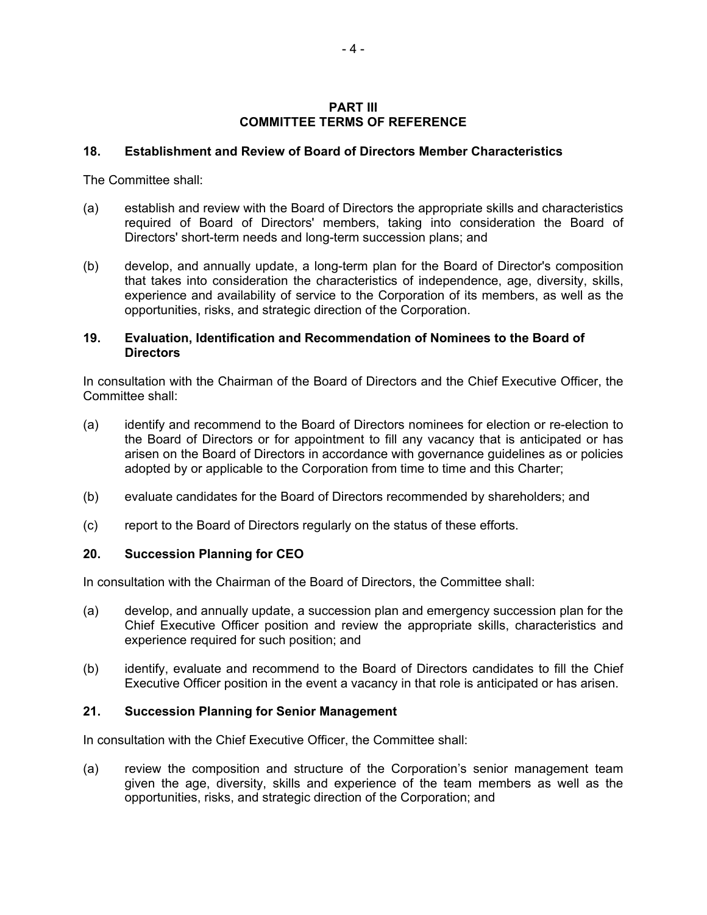## PART III
## COMMITTEE TERMS OF REFERENCE

### 18. Establishment and Review of Board of Directors Member Characteristics

The Committee shall:

(a) establish and review with the Board of Directors the appropriate skills and characteristics required of Board of Directors' members, taking into consideration the Board of Directors' short-term needs and long-term succession plans; and

(b) develop, and annually update, a long-term plan for the Board of Director's composition that takes into consideration the characteristics of independence, age, diversity, skills, experience and availability of service to the Corporation of its members, as well as the opportunities, risks, and strategic direction of the Corporation.

### 19. Evaluation, Identification and Recommendation of Nominees to the Board of Directors

In consultation with the Chairman of the Board of Directors and the Chief Executive Officer, the Committee shall:

(a) identify and recommend to the Board of Directors nominees for election or re-election to the Board of Directors or for appointment to fill any vacancy that is anticipated or has arisen on the Board of Directors in accordance with governance guidelines as or policies adopted by or applicable to the Corporation from time to time and this Charter;

(b) evaluate candidates for the Board of Directors recommended by shareholders; and

(c) report to the Board of Directors regularly on the status of these efforts.

### 20. Succession Planning for CEO

In consultation with the Chairman of the Board of Directors, the Committee shall:

(a) develop, and annually update, a succession plan and emergency succession plan for the Chief Executive Officer position and review the appropriate skills, characteristics and experience required for such position; and

(b) identify, evaluate and recommend to the Board of Directors candidates to fill the Chief Executive Officer position in the event a vacancy in that role is anticipated or has arisen.

### 21. Succession Planning for Senior Management

In consultation with the Chief Executive Officer, the Committee shall:

(a) review the composition and structure of the Corporation's senior management team given the age, diversity, skills and experience of the team members as well as the opportunities, risks, and strategic direction of the Corporation; and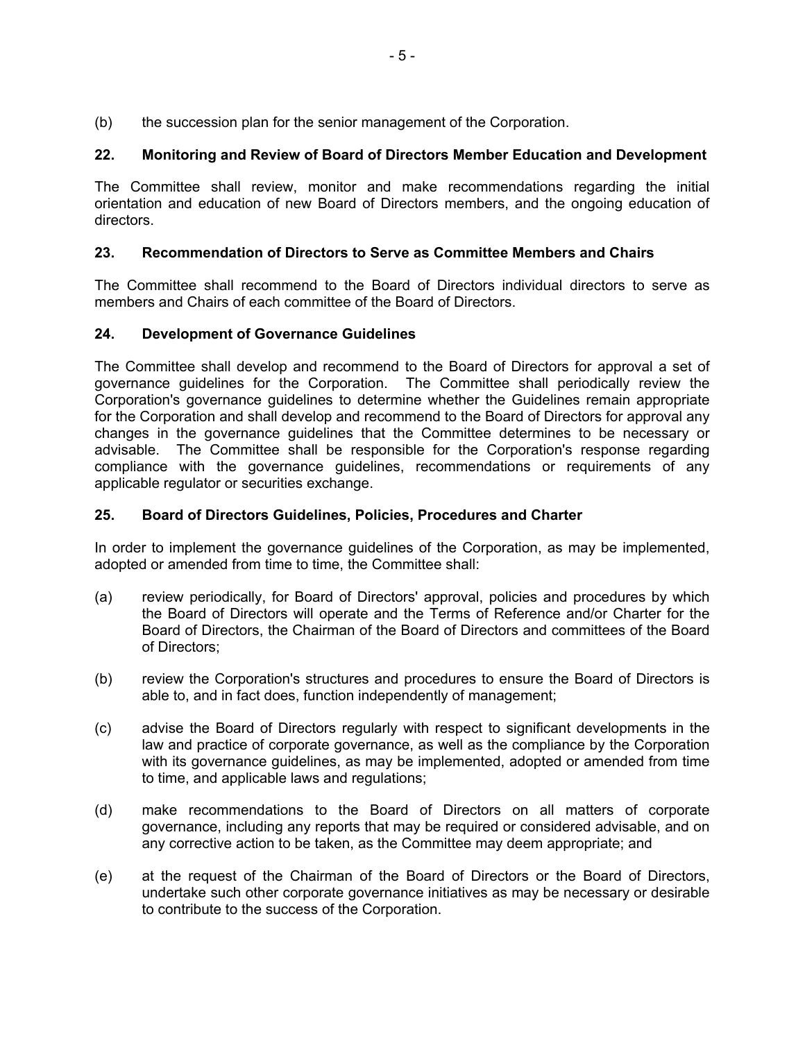(b) the succession plan for the senior management of the Corporation.

### 22. Monitoring and Review of Board of Directors Member Education and Development

The Committee shall review, monitor and make recommendations regarding the initial orientation and education of new Board of Directors members, and the ongoing education of directors.

### 23. Recommendation of Directors to Serve as Committee Members and Chairs

The Committee shall recommend to the Board of Directors individual directors to serve as members and Chairs of each committee of the Board of Directors.

### 24. Development of Governance Guidelines

The Committee shall develop and recommend to the Board of Directors for approval a set of governance guidelines for the Corporation. The Committee shall periodically review the Corporation's governance guidelines to determine whether the Guidelines remain appropriate for the Corporation and shall develop and recommend to the Board of Directors for approval any changes in the governance guidelines that the Committee determines to be necessary or advisable. The Committee shall be responsible for the Corporation's response regarding compliance with the governance guidelines, recommendations or requirements of any applicable regulator or securities exchange.

### 25. Board of Directors Guidelines, Policies, Procedures and Charter

In order to implement the governance guidelines of the Corporation, as may be implemented, adopted or amended from time to time, the Committee shall:

(a) review periodically, for Board of Directors' approval, policies and procedures by which the Board of Directors will operate and the Terms of Reference and/or Charter for the Board of Directors, the Chairman of the Board of Directors and committees of the Board of Directors;

(b) review the Corporation's structures and procedures to ensure the Board of Directors is able to, and in fact does, function independently of management;

(c) advise the Board of Directors regularly with respect to significant developments in the law and practice of corporate governance, as well as the compliance by the Corporation with its governance guidelines, as may be implemented, adopted or amended from time to time, and applicable laws and regulations;

(d) make recommendations to the Board of Directors on all matters of corporate governance, including any reports that may be required or considered advisable, and on any corrective action to be taken, as the Committee may deem appropriate; and

(e) at the request of the Chairman of the Board of Directors or the Board of Directors, undertake such other corporate governance initiatives as may be necessary or desirable to contribute to the success of the Corporation.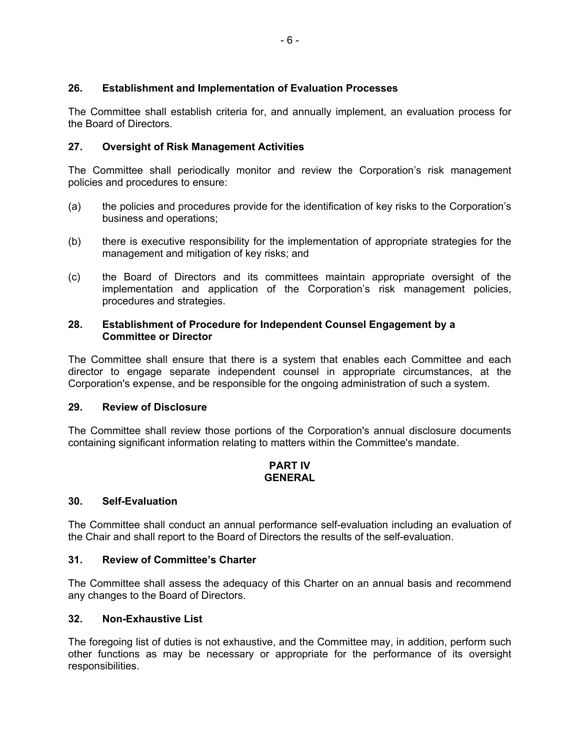### 26. Establishment and Implementation of Evaluation Processes

The Committee shall establish criteria for, and annually implement, an evaluation process for the Board of Directors.

### 27. Oversight of Risk Management Activities

The Committee shall periodically monitor and review the Corporation's risk management policies and procedures to ensure:

(a) the policies and procedures provide for the identification of key risks to the Corporation's business and operations;

(b) there is executive responsibility for the implementation of appropriate strategies for the management and mitigation of key risks; and

(c) the Board of Directors and its committees maintain appropriate oversight of the implementation and application of the Corporation's risk management policies, procedures and strategies.

### 28. Establishment of Procedure for Independent Counsel Engagement by a Committee or Director

The Committee shall ensure that there is a system that enables each Committee and each director to engage separate independent counsel in appropriate circumstances, at the Corporation's expense, and be responsible for the ongoing administration of such a system.

### 29. Review of Disclosure

The Committee shall review those portions of the Corporation's annual disclosure documents containing significant information relating to matters within the Committee's mandate.

## PART IV
## GENERAL

### 30. Self-Evaluation

The Committee shall conduct an annual performance self-evaluation including an evaluation of the Chair and shall report to the Board of Directors the results of the self-evaluation.

### 31. Review of Committee's Charter

The Committee shall assess the adequacy of this Charter on an annual basis and recommend any changes to the Board of Directors.

### 32. Non-Exhaustive List

The foregoing list of duties is not exhaustive, and the Committee may, in addition, perform such other functions as may be necessary or appropriate for the performance of its oversight responsibilities.